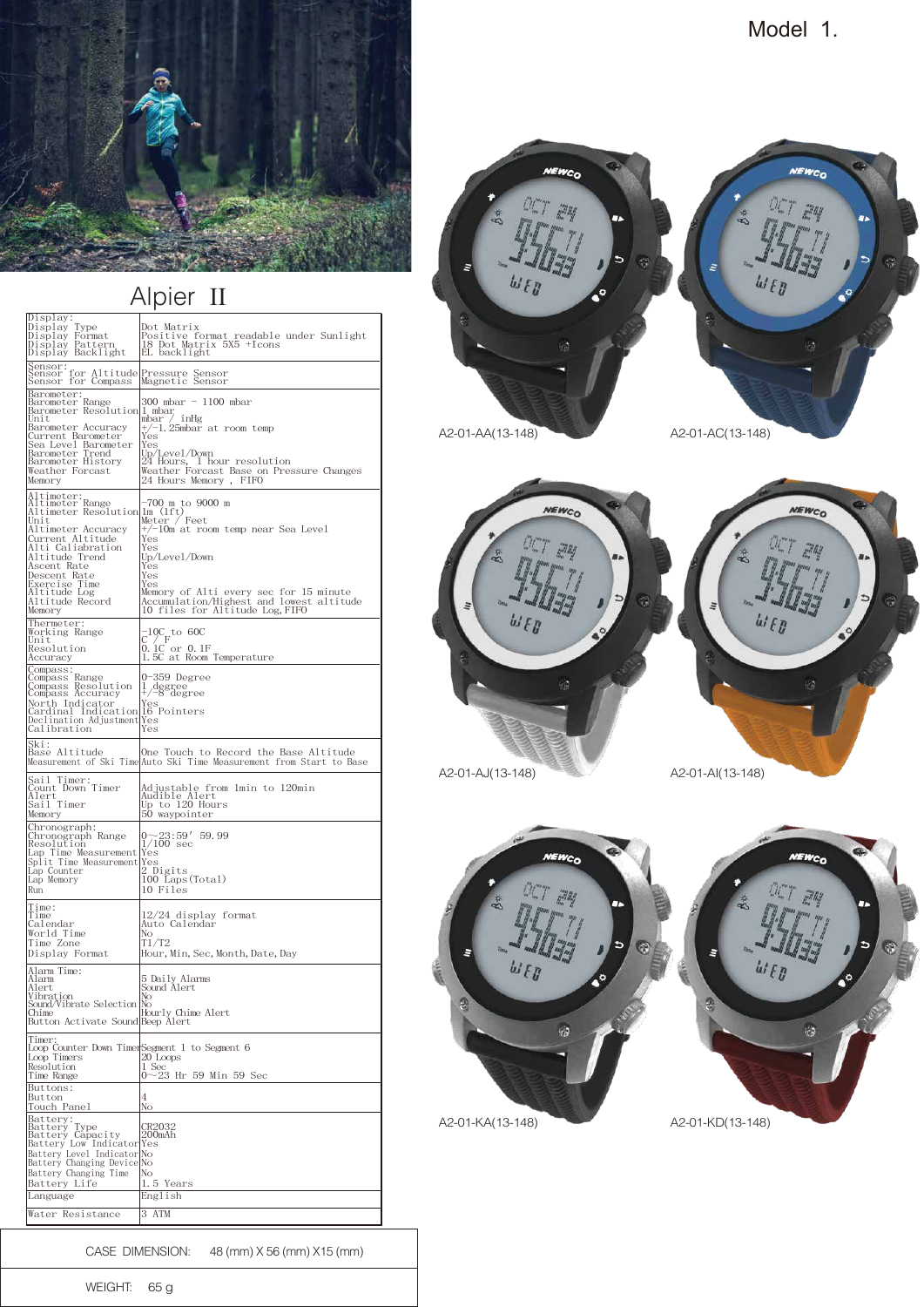Model 1.

# Alpier II

| | |
|---|---|
| **Display:** | |
| Display Type | Dot Matrix |
| Display Format | Positive format readable under Sunlight |
| Display Pattern | 18 Dot Matrix 5X5 +Icons |
| Display Backlight | EL backlight |
| **Sensor:** | |
| Sensor for Altitude | Pressure Sensor |
| Sensor for Compass | Magnetic Sensor |
| **Barometer:** | |
| Barometer Range | 300 mbar - 1100 mbar |
| Barometer Resolution | 1 mbar |
| Unit | mbar / inHg |
| Barometer Accuracy | +/-1.25mbar at room temp |
| Current Barometer | Yes |
| Sea Level Barometer | Yes |
| Barometer Trend | Up/Level/Down |
| Barometer History | 24 Hours, 1 hour resolution |
| Weather Forcast | Weather Forcast Base on Pressure Changes |
| Memory | 24 Hours Memory , FIFO |
| **Altimeter:** | |
| Altimeter Range | -700 m to 9000 m |
| Altimeter Resolution | 1m (1ft) |
| Unit | Meter / Feet |
| Altimeter Accuracy | +/-10m at room temp near Sea Level |
| Current Altitude | Yes |
| Alti Caliabration | Yes |
| Altitude Trend | Up/Level/Down |
| Ascent Rate | Yes |
| Descent Rate | Yes |
| Exercise Time | Yes |
| Altitude Log | Memory of Alti every sec for 15 minute |
| Altitude Record | Accumulation/Highest and lowest altitude |
| Memory | 10 files for Altitude Log,FIFO |
| **Thermometer:** | |
| Working Range | -10C to 60C |
| Unit | C / F |
| Resolution | 0.1C or 0.1F |
| Accuracy | 1.5C at Room Temperature |
| **Compass:** | |
| Compass Range | 0-359 Degree |
| Compass Resolution | 1 degree |
| Compass Accuracy | +/-8 degree |
| North Indicator | Yes |
| Cardinal Indication | 16 Pointers |
| Declination Adjustment | Yes |
| Calibration | Yes |
| **Ski:** | |
| Base Altitude | One Touch to Record the Base Altitude |
| Measurement of Ski Time | Auto Ski Time Measurement from Start to Base |
| **Sail Timer:** | |
| Count Down Timer | Adjustable from 1min to 120min |
| Alert | Audible Alert |
| Sail Timer | Up to 120 Hours |
| Memory | 50 waypointer |
| **Chronograph:** | |
| Chronograph Range | 0~23:59' 59.99 |
| Resolution | 1/100 sec |
| Lap Time Measurement | Yes |
| Split Time Measurement | Yes |
| Lap Counter | 2 Digits |
| Lap Memory | 100 Laps(Total) |
| Run | 10 Files |
| **Time:** | |
| Time | 12/24 display format |
| Calendar | Auto Calendar |
| World Time | No |
| Time Zone | T1/T2 |
| Display Format | Hour,Min,Sec,Month,Date,Day |
| **Alarm Time:** | |
| Alarm | 5 Daily Alarms |
| Alert | Sound Alert |
| Vibration | No |
| Sound/Vibrate Selection | No |
| Chime | Hourly Chime Alert |
| Button Activate Sound | Beep Alert |
| **Timer:** | |
| Loop Counter Down Timer | Segment 1 to Segment 6 |
| Loop Timers | 20 Loops |
| Resolution | 1 Sec |
| Time Range | 0~23 Hr 59 Min 59 Sec |
| **Buttons:** | |
| Button | 4 |
| Touch Panel | No |
| **Battery:** | |
| Battery Type | CR2032 |
| Battery Capacity | 200mAh |
| Battery Low Indicator | Yes |
| Battery Level Indicator | No |
| Battery Changing Device | No |
| Battery Changing Time | No |
| Battery Life | 1.5 Years |
| Language | English |
| Water Resistance | 3 ATM |

CASE DIMENSION: 48 (mm) X 56 (mm) X15 (mm)

WEIGHT: 65 g

A2-01-AA(13-148)

A2-01-AC(13-148)

A2-01-AJ(13-148)

A2-01-AI(13-148)

A2-01-KA(13-148)

A2-01-KD(13-148)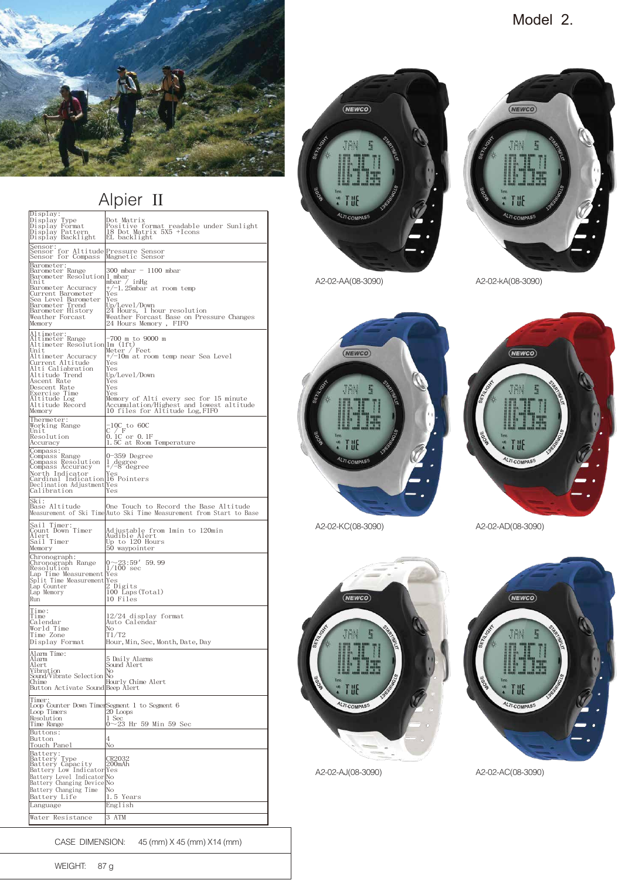Model 2.

# Alpier II

| | |
|---|---|
| Display: | |
| Display Type | Dot Matrix |
| Display Format | Positive format readable under Sunlight |
| Display Pattern | 18 Dot Matrix 5X5 +Icons |
| Display Backlight | EL backlight |
| Sensor: | |
| Sensor for Altitude | Pressure Sensor |
| Sensor for Compass | Magnetic Sensor |
| Barometer: | |
| Barometer Range | 300 mbar – 1100 mbar |
| Barometer Resolution | 1 mbar |
| Unit | mbar / inHg |
| Barometer Accuracy | +/-1.25mbar at room temp |
| Current Barometer | Yes |
| Sea Level Barometer | Yes |
| Barometer Trend | Up/Level/Down |
| Barometer History | 24 Hours, 1 hour resolution |
| Weather Forcast | Weather Forcast Base on Pressure Changes |
| Memory | 24 Hours Memory , FIFO |
| Altimeter: | |
| Altimeter Range | -700 m to 9000 m |
| Altimeter Resolution | 1m (1ft) |
| Unit | Meter / Feet |
| Altimeter Accuracy | +/-10m at room temp near Sea Level |
| Current Altitude | Yes |
| Alti Calibration | Yes |
| Altitude Trend | Up/Level/Down |
| Ascent Rate | Yes |
| Descent Rate | Yes |
| Exercise Time | Yes |
| Altitude Log | Memory of Alti every sec for 15 minute |
| Altitude Record | Accumulation/Highest and lowest altitude |
| Memory | 10 files for Altitude Log, FIFO |
| Thermeter: | |
| Working Range | -10C to 60C |
| Unit | C / F |
| Resolution | 0.1C or 0.1F |
| Accuracy | 1.5C at Room Temperature |
| Compass: | |
| Compass Range | 0-359 Degree |
| Compass Resolution | 1 degree |
| Compass Accuracy | +/-8 degree |
| North Indicator | Yes |
| Cardinal Indication | 16 Pointers |
| Declination Adjustment | Yes |
| Calibration | Yes |
| Ski: | |
| Base Altitude | One Touch to Record the Base Altitude |
| Measurement of Ski Time | Auto Ski Time Measurement from Start to Base |
| Sail Timer: | |
| Count Down Timer | Adjustable from 1min to 120min |
| Alert | Audible Alert |
| Sail Timer | Up to 120 Hours |
| Memory | 50 waypointer |
| Chronograph: | |
| Chronograph Range | 0~23:59′ 59.99 |
| Resolution | 1/100 sec |
| Lap Time Measurement | Yes |
| Split Time Measurement | Yes |
| Lap Counter | 2 Digits |
| Lap Memory | 100 Laps(Total) |
| Run | 10 Files |
| Time: | |
| Time | 12/24 display format |
| Calendar | Auto Calendar |
| World Time | No |
| Time Zone | T1/T2 |
| Display Format | Hour, Min, Sec, Month, Date, Day |
| Alarm Time: | |
| Alarm | 5 Daily Alarms |
| Alert | Sound Alert |
| Vibration | No |
| Sound/Vibrate Selection | No |
| Chime | Hourly Chime Alert |
| Button Activate Sound | Beep Alert |
| Timer: | |
| Loop Counter Down Timer | Segment 1 to Segment 6 |
| Loop Timers | 20 Loops |
| Resolution | 1 Sec |
| Time Range | 0~23 Hr 59 Min 59 Sec |
| Buttons: | |
| Button | 4 |
| Touch Panel | No |
| Battery: | |
| Battery Type | CR2032 |
| Battery Capacity | 200mAh |
| Battery Low Indicator | Yes |
| Battery Level Indicator | No |
| Battery Changing Device | No |
| Battery Changing Time | No |
| Battery Life | 1.5 Years |
| Language | English |
| Water Resistance | 3 ATM |

CASE DIMENSION: 45 (mm) X 45 (mm) X14 (mm)

WEIGHT: 87 g

A2-02-AA(08-3090)

A2-02-kA(08-3090)

A2-02-KC(08-3090)

A2-02-AD(08-3090)

A2-02-AJ(08-3090)

A2-02-AC(08-3090)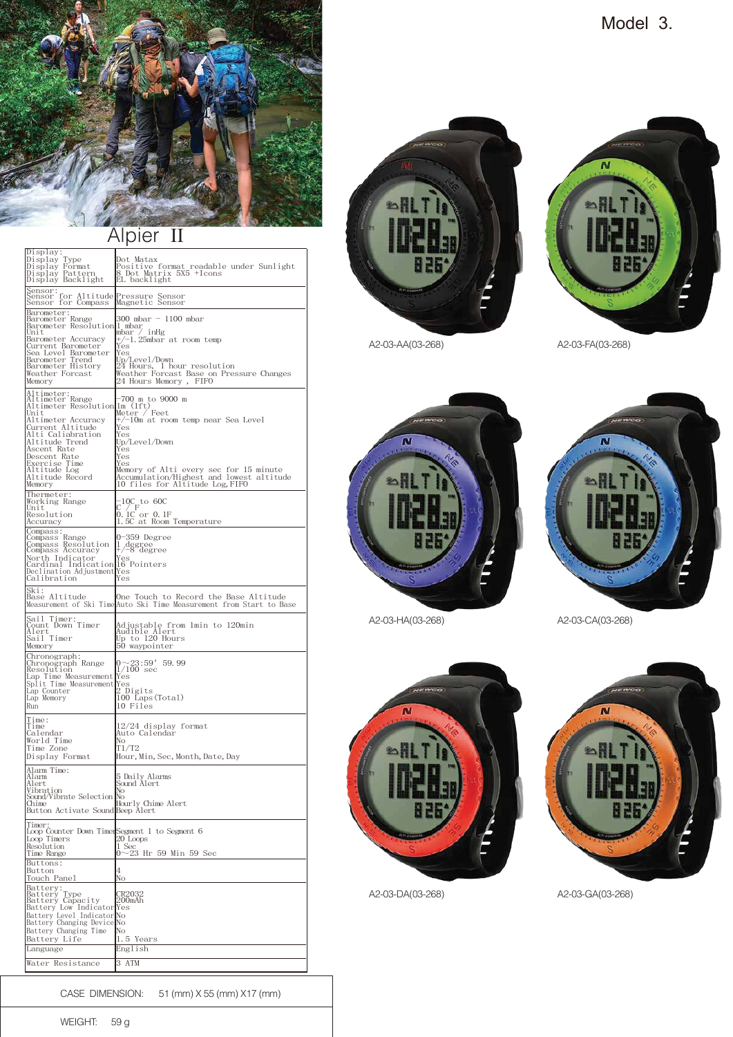# Model 3.

## Alpier II

| | |
|---|---|
| Display: | |
| Display Type | Dot Matax |
| Display Format | Positive format readable under Sunlight |
| Display Pattern | 8 Dot Matrix 5X5 +Icons |
| Display Backlight | EL backlight |
| Sensor: | |
| Sensor for Altitude | Pressure Sensor |
| Sensor for Compass | Magnetic Sensor |
| Barometer: | |
| Barometer Range | 300 mbar - 1100 mbar |
| Barometer Resolution | 1 mbar |
| Unit | mbar / inHg |
| Barometer Accuracy | +/-1.25mbar at room temp |
| Current Barometer | Yes |
| Sea Level Barometer | Yes |
| Barometer Trend | Up/Level/Down |
| Barometer History | 24 Hours, 1 hour resolution |
| Weather Forecast | Weather Forcast Base on Pressure Changes |
| Memory | 24 Hours Memory , FIFO |
| Altimeter: | |
| Altimeter Range | -700 m to 9000 m |
| Altimeter Resolution | 1m (1ft) |
| Unit | Meter / Feet |
| Altimeter Accuracy | +/-10m at room temp near Sea Level |
| Current Altitude | Yes |
| Alti Calibration | Yes |
| Altitude Trend | Up/Level/Down |
| Ascent Rate | Yes |
| Descent Rate | Yes |
| Exercise Time | Yes |
| Altitude Log | Memory of Alti every sec for 15 minute |
| Altitude Record | Accumulation/Highest and lowest altitude |
| Memory | 10 files for Altitude Log, FIFO |
| Thermeter: | |
| Working Range | -10C to 60C |
| Unit | C / F |
| Resolution | 0.1C or 0.1F |
| Accuracy | 1.5C at Room Temperature |
| Compass: | |
| Compass Range | 0-359 Degree |
| Compass Resolution | 1 degree |
| Compass Accuracy | +/-8 degree |
| North Indicator | Yes |
| Cardinal Indication | 16 Pointers |
| Declination Adjustment | Yes |
| Calibration | Yes |
| Ski: | |
| Base Altitude | One Touch to Record the Base Altitude |
| Measurement of Ski Time | Auto Ski Time Measurement from Start to Base |
| Sail Timer: | |
| Count Down Timer | Adjustable from 1min to 120min |
| Alert | Audible Alert |
| Sail Timer | Up to 120 Hours |
| Memory | 50 waypointer |
| Chronograph: | |
| Chronograph Range | 0~23:59' 59.99 |
| Resolution | 1/100 sec |
| Lap Time Measurement | Yes |
| Split Time Measurement | Yes |
| Lap Counter | 2 Digits |
| Lap Memory | 100 Laps (Total) |
| Run | 10 Files |
| Time: | |
| Time | 12/24 display format |
| Calendar | Auto Calendar |
| World Time | No |
| Time Zone | T1/T2 |
| Display Format | Hour, Min, Sec, Month, Date, Day |
| Alarm Time: | |
| Alarm | 5 Daily Alarms |
| Alert | Sound Alert |
| Vibration | No |
| Sound/Vibrate Selection | No |
| Chime | Hourly Chime Alert |
| Button Activate Sound | Beep Alert |
| Timer: | |
| Loop Counter Down Timer | Segment 1 to Segment 6 |
| Loop Timers | 20 Loops |
| Resolution | 1 Sec |
| Time Range | 0~23 Hr 59 Min 59 Sec |
| Buttons: | |
| Button | 4 |
| Touch Panel | No |
| Battery: | |
| Battery Type | CR2032 |
| Battery Capacity | 200mAh |
| Battery Low Indicator | Yes |
| Battery Level Indicator | No |
| Battery Changing Device | No |
| Battery Changing Time | No |
| Battery Life | 1.5 Years |
| Language | English |
| Water Resistance | 3 ATM |

CASE DIMENSION: 51 (mm) X 55 (mm) X17 (mm)

WEIGHT: 59 g

A2-03-AA(03-268)

A2-03-FA(03-268)

A2-03-HA(03-268)

A2-03-CA(03-268)

A2-03-DA(03-268)

A2-03-GA(03-268)